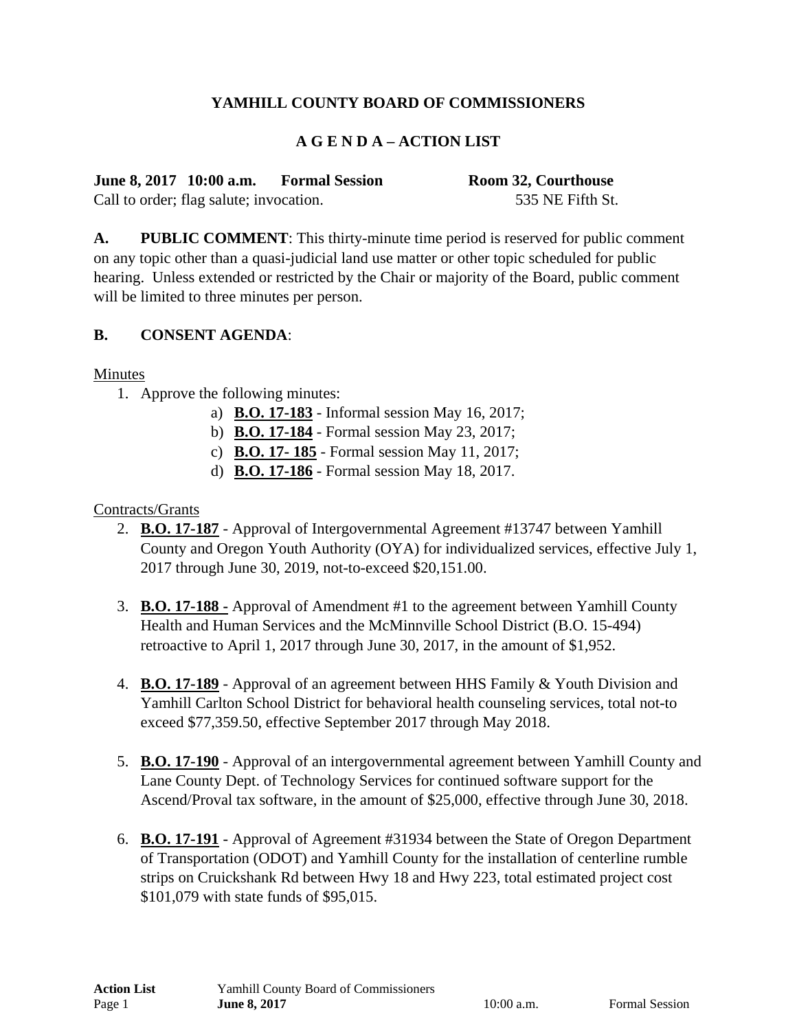# YAMHILL COUNTY BOARD OF COMMISSIONERS

## A G E N D A – ACTION LIST

**June 8, 2017 10:00 a.m. Formal Session** **Room 32, Courthouse**

Call to order; flag salute; invocation. 535 NE Fifth St.

**A. PUBLIC COMMENT**: This thirty-minute time period is reserved for public comment on any topic other than a quasi-judicial land use matter or other topic scheduled for public hearing. Unless extended or restricted by the Chair or majority of the Board, public comment will be limited to three minutes per person.

**B. CONSENT AGENDA**:

Minutes

1. Approve the following minutes:
   a) **B.O. 17-183** - Informal session May 16, 2017;
   b) **B.O. 17-184** - Formal session May 23, 2017;
   c) **B.O. 17- 185** - Formal session May 11, 2017;
   d) **B.O. 17-186** - Formal session May 18, 2017.

Contracts/Grants

2. **B.O. 17-187** - Approval of Intergovernmental Agreement #13747 between Yamhill County and Oregon Youth Authority (OYA) for individualized services, effective July 1, 2017 through June 30, 2019, not-to-exceed $20,151.00.

3. **B.O. 17-188 -** Approval of Amendment #1 to the agreement between Yamhill County Health and Human Services and the McMinnville School District (B.O. 15-494) retroactive to April 1, 2017 through June 30, 2017, in the amount of $1,952.

4. **B.O. 17-189** - Approval of an agreement between HHS Family & Youth Division and Yamhill Carlton School District for behavioral health counseling services, total not-to exceed $77,359.50, effective September 2017 through May 2018.

5. **B.O. 17-190** - Approval of an intergovernmental agreement between Yamhill County and Lane County Dept. of Technology Services for continued software support for the Ascend/Proval tax software, in the amount of $25,000, effective through June 30, 2018.

6. **B.O. 17-191** - Approval of Agreement #31934 between the State of Oregon Department of Transportation (ODOT) and Yamhill County for the installation of centerline rumble strips on Cruickshank Rd between Hwy 18 and Hwy 223, total estimated project cost $101,079 with state funds of $95,015.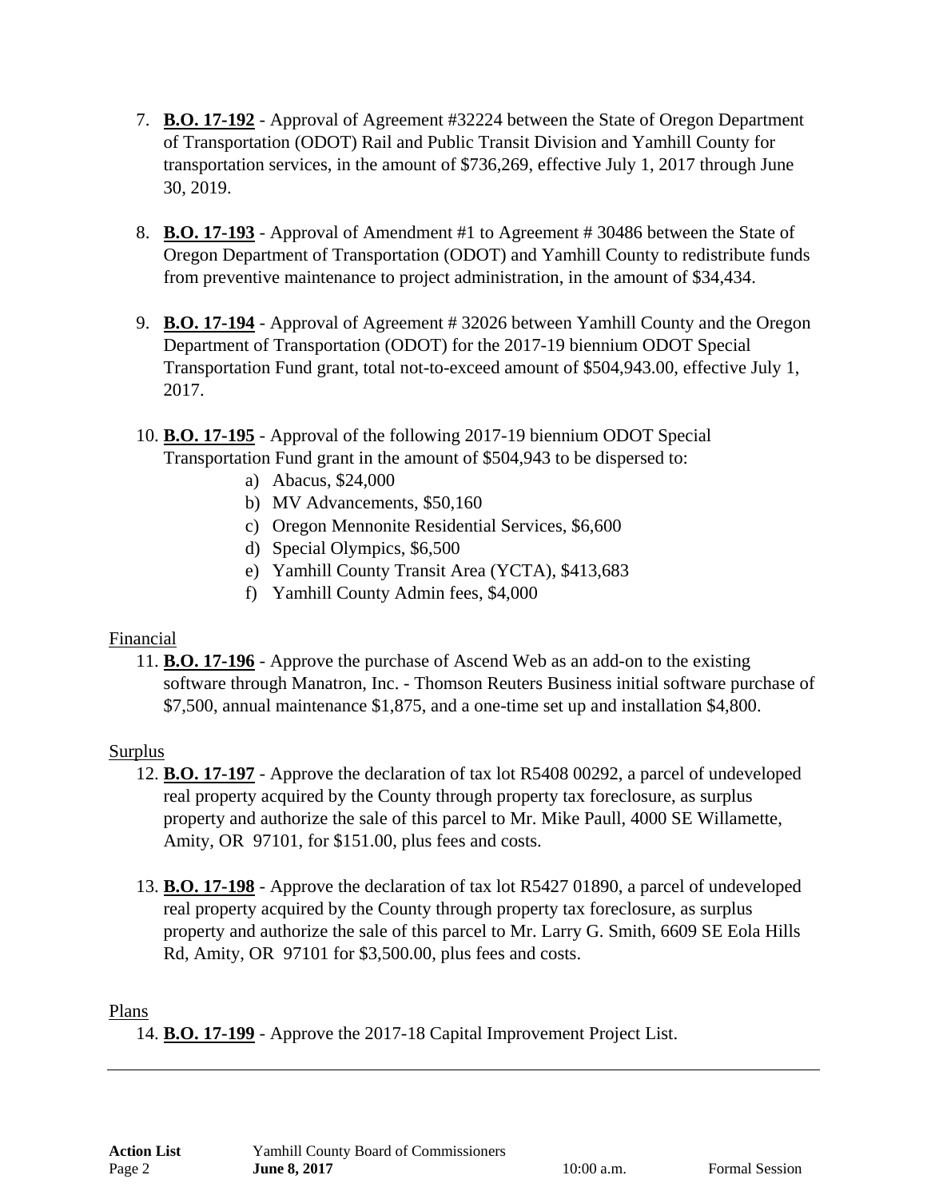7. **B.O. 17-192** - Approval of Agreement #32224 between the State of Oregon Department of Transportation (ODOT) Rail and Public Transit Division and Yamhill County for transportation services, in the amount of $736,269, effective July 1, 2017 through June 30, 2019.

8. **B.O. 17-193** - Approval of Amendment #1 to Agreement # 30486 between the State of Oregon Department of Transportation (ODOT) and Yamhill County to redistribute funds from preventive maintenance to project administration, in the amount of $34,434.

9. **B.O. 17-194** - Approval of Agreement # 32026 between Yamhill County and the Oregon Department of Transportation (ODOT) for the 2017-19 biennium ODOT Special Transportation Fund grant, total not-to-exceed amount of $504,943.00, effective July 1, 2017.

10. **B.O. 17-195** - Approval of the following 2017-19 biennium ODOT Special Transportation Fund grant in the amount of $504,943 to be dispersed to:
    a) Abacus, $24,000
    b) MV Advancements, $50,160
    c) Oregon Mennonite Residential Services, $6,600
    d) Special Olympics, $6,500
    e) Yamhill County Transit Area (YCTA), $413,683
    f) Yamhill County Admin fees, $4,000

Financial

11. **B.O. 17-196** - Approve the purchase of Ascend Web as an add-on to the existing software through Manatron, Inc. - Thomson Reuters Business initial software purchase of $7,500, annual maintenance $1,875, and a one-time set up and installation $4,800.

Surplus

12. **B.O. 17-197** - Approve the declaration of tax lot R5408 00292, a parcel of undeveloped real property acquired by the County through property tax foreclosure, as surplus property and authorize the sale of this parcel to Mr. Mike Paull, 4000 SE Willamette, Amity, OR 97101, for $151.00, plus fees and costs.

13. **B.O. 17-198** - Approve the declaration of tax lot R5427 01890, a parcel of undeveloped real property acquired by the County through property tax foreclosure, as surplus property and authorize the sale of this parcel to Mr. Larry G. Smith, 6609 SE Eola Hills Rd, Amity, OR 97101 for $3,500.00, plus fees and costs.

Plans

14. **B.O. 17-199** - Approve the 2017-18 Capital Improvement Project List.

---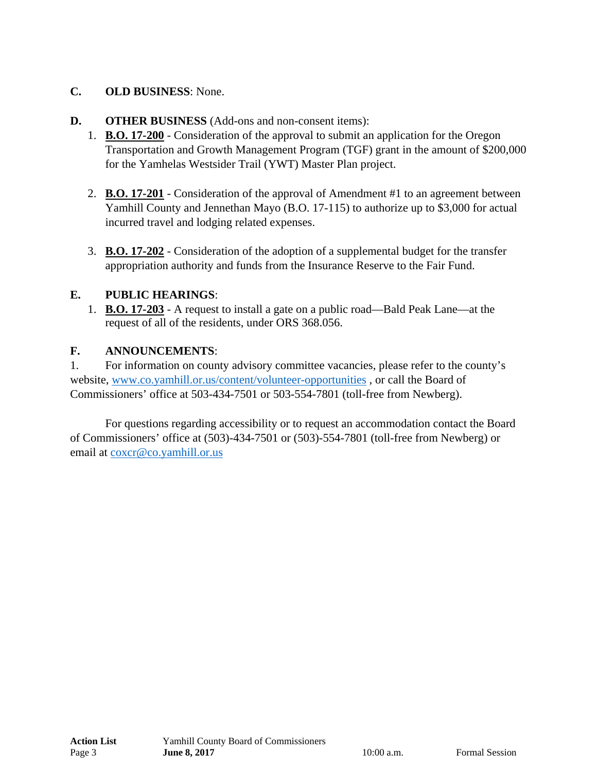**C.** **OLD BUSINESS**: None.

**D.** **OTHER BUSINESS** (Add-ons and non-consent items):

1. **B.O. 17-200** - Consideration of the approval to submit an application for the Oregon Transportation and Growth Management Program (TGF) grant in the amount of $200,000 for the Yamhelas Westsider Trail (YWT) Master Plan project.

2. **B.O. 17-201** - Consideration of the approval of Amendment #1 to an agreement between Yamhill County and Jennethan Mayo (B.O. 17-115) to authorize up to $3,000 for actual incurred travel and lodging related expenses.

3. **B.O. 17-202** - Consideration of the adoption of a supplemental budget for the transfer appropriation authority and funds from the Insurance Reserve to the Fair Fund.

**E.** **PUBLIC HEARINGS**:

1. **B.O. 17-203** - A request to install a gate on a public road—Bald Peak Lane—at the request of all of the residents, under ORS 368.056.

**F.** **ANNOUNCEMENTS**:

1. For information on county advisory committee vacancies, please refer to the county's website, [www.co.yamhill.or.us/content/volunteer-opportunities](http://www.co.yamhill.or.us/content/volunteer-opportunities) , or call the Board of Commissioners' office at 503-434-7501 or 503-554-7801 (toll-free from Newberg).

For questions regarding accessibility or to request an accommodation contact the Board of Commissioners' office at (503)-434-7501 or (503)-554-7801 (toll-free from Newberg) or email at [coxcr@co.yamhill.or.us](mailto:coxcr@co.yamhill.or.us)